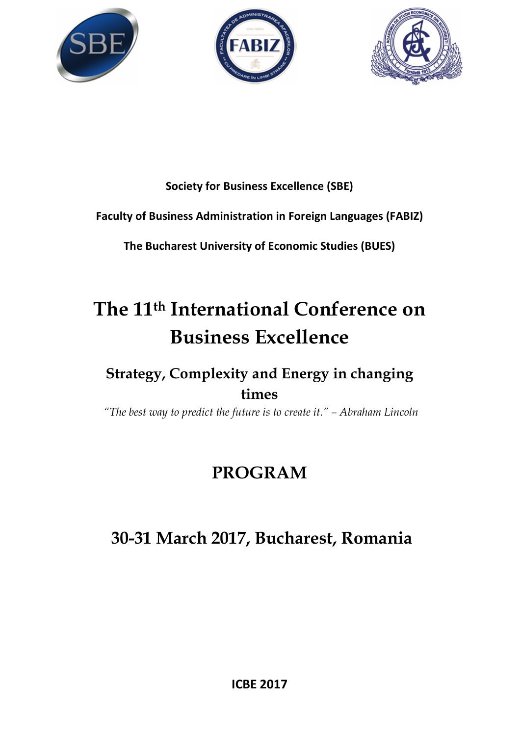**Society for Business Excellence (SBE)**

**Faculty of Business Administration in Foreign Languages (FABIZ)**

**The Bucharest University of Economic Studies (BUES)**

# The 11th International Conference on Business Excellence

## Strategy, Complexity and Energy in changing times

*"The best way to predict the future is to create it." – Abraham Lincoln*

# PROGRAM

## 30-31 March 2017, Bucharest, Romania

**ICBE 2017**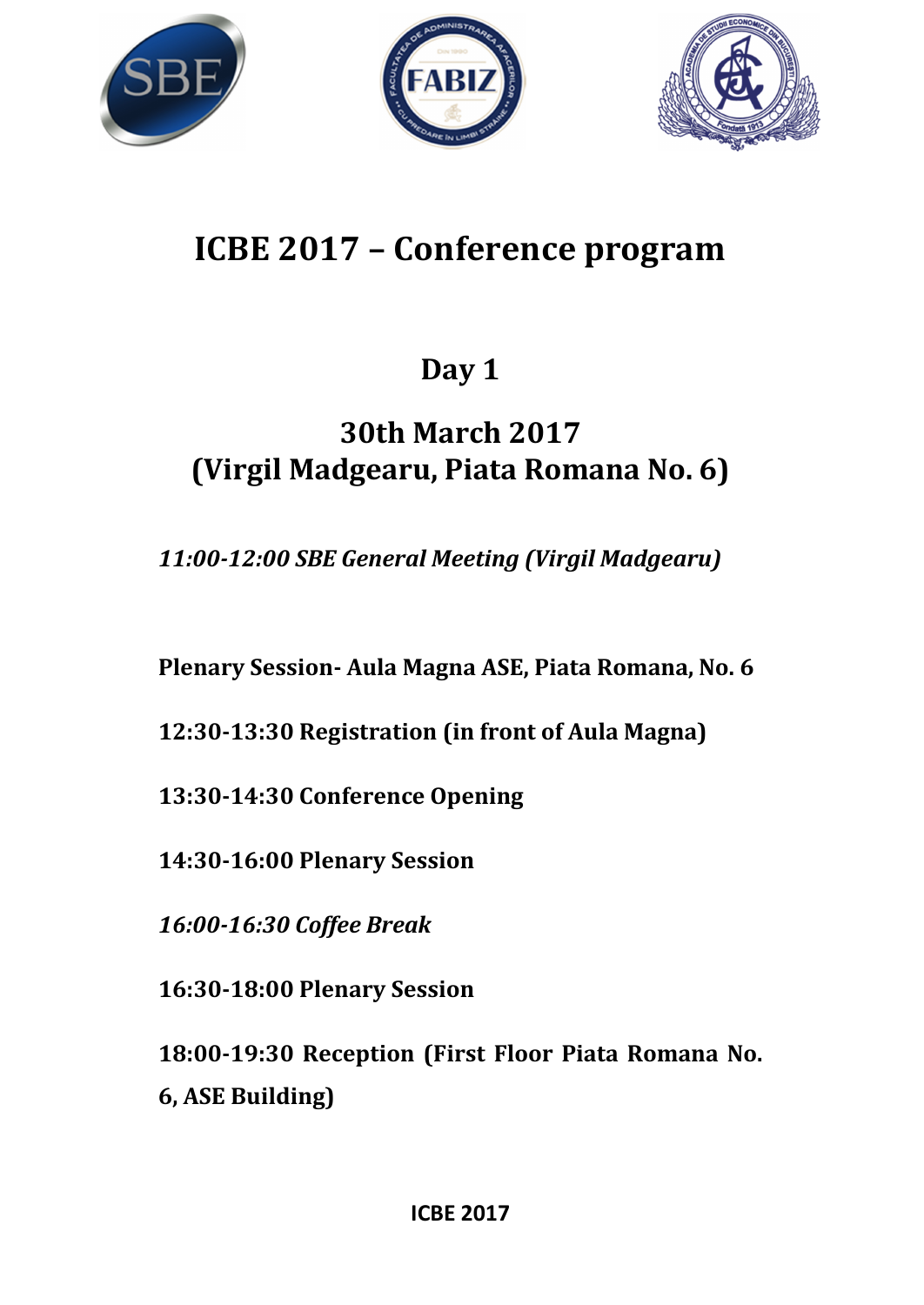# ICBE 2017 – Conference program

## Day 1

## 30th March 2017 (Virgil Madgearu, Piata Romana No. 6)

*11:00-12:00 SBE General Meeting (Virgil Madgearu)*

**Plenary Session- Aula Magna ASE, Piata Romana, No. 6**

**12:30-13:30 Registration (in front of Aula Magna)**

**13:30-14:30 Conference Opening**

**14:30-16:00 Plenary Session**

*16:00-16:30 Coffee Break*

**16:30-18:00 Plenary Session**

**18:00-19:30 Reception (First Floor Piata Romana No. 6, ASE Building)**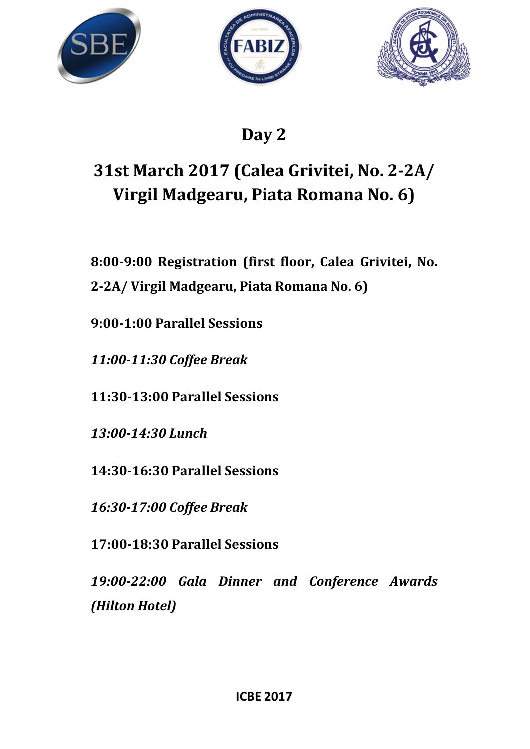# Day 2

## 31st March 2017 (Calea Grivitei, No. 2-2A/ Virgil Madgearu, Piata Romana No. 6)

**8:00-9:00 Registration (first floor, Calea Grivitei, No. 2-2A/ Virgil Madgearu, Piata Romana No. 6)**

**9:00-1:00 Parallel Sessions**

***11:00-11:30 Coffee Break***

**11:30-13:00 Parallel Sessions**

***13:00-14:30 Lunch***

**14:30-16:30 Parallel Sessions**

***16:30-17:00 Coffee Break***

**17:00-18:30 Parallel Sessions**

***19:00-22:00 Gala Dinner and Conference Awards (Hilton Hotel)***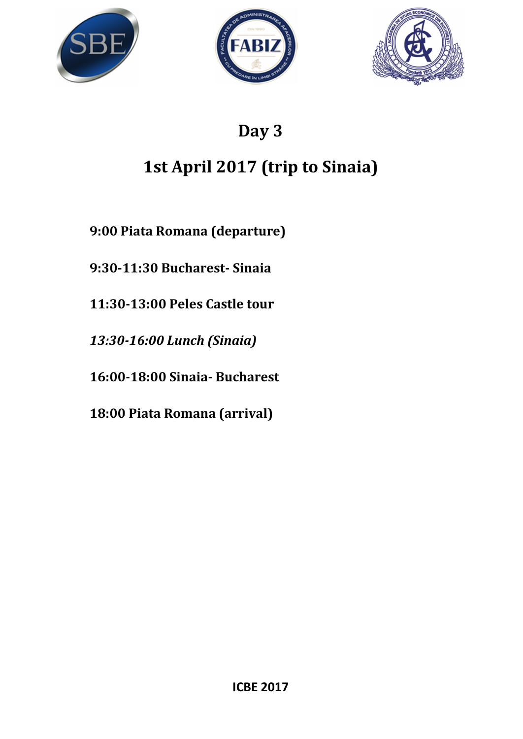# Day 3

## 1st April 2017 (trip to Sinaia)

**9:00 Piata Romana (departure)**

**9:30-11:30 Bucharest- Sinaia**

**11:30-13:00 Peles Castle tour**

***13:30-16:00 Lunch (Sinaia)***

**16:00-18:00 Sinaia- Bucharest**

**18:00 Piata Romana (arrival)**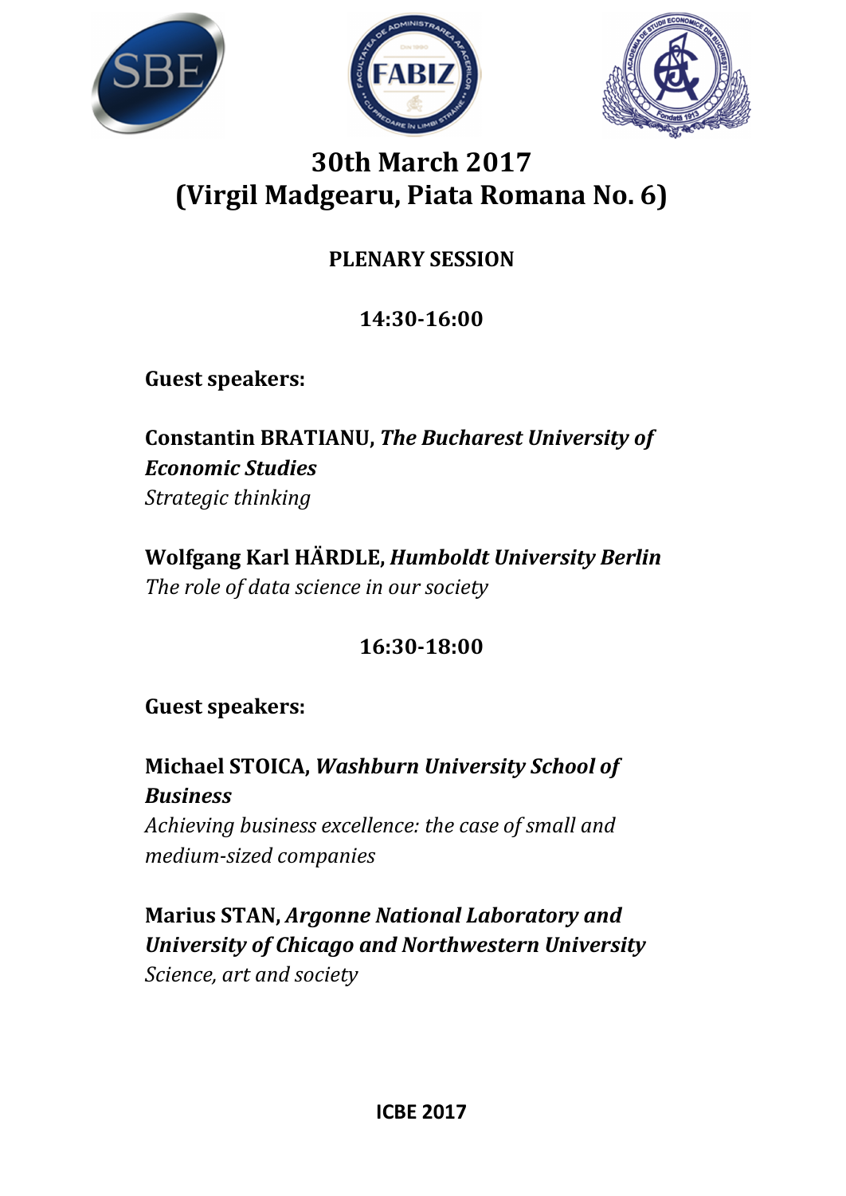# 30th March 2017
# (Virgil Madgearu, Piata Romana No. 6)

## PLENARY SESSION

### 14:30-16:00

**Guest speakers:**

**Constantin BRATIANU, *The Bucharest University of Economic Studies***
*Strategic thinking*

**Wolfgang Karl HÄRDLE, *Humboldt University Berlin***
*The role of data science in our society*

### 16:30-18:00

**Guest speakers:**

**Michael STOICA, *Washburn University School of Business***
*Achieving business excellence: the case of small and medium-sized companies*

**Marius STAN, *Argonne National Laboratory and University of Chicago and Northwestern University***
*Science, art and society*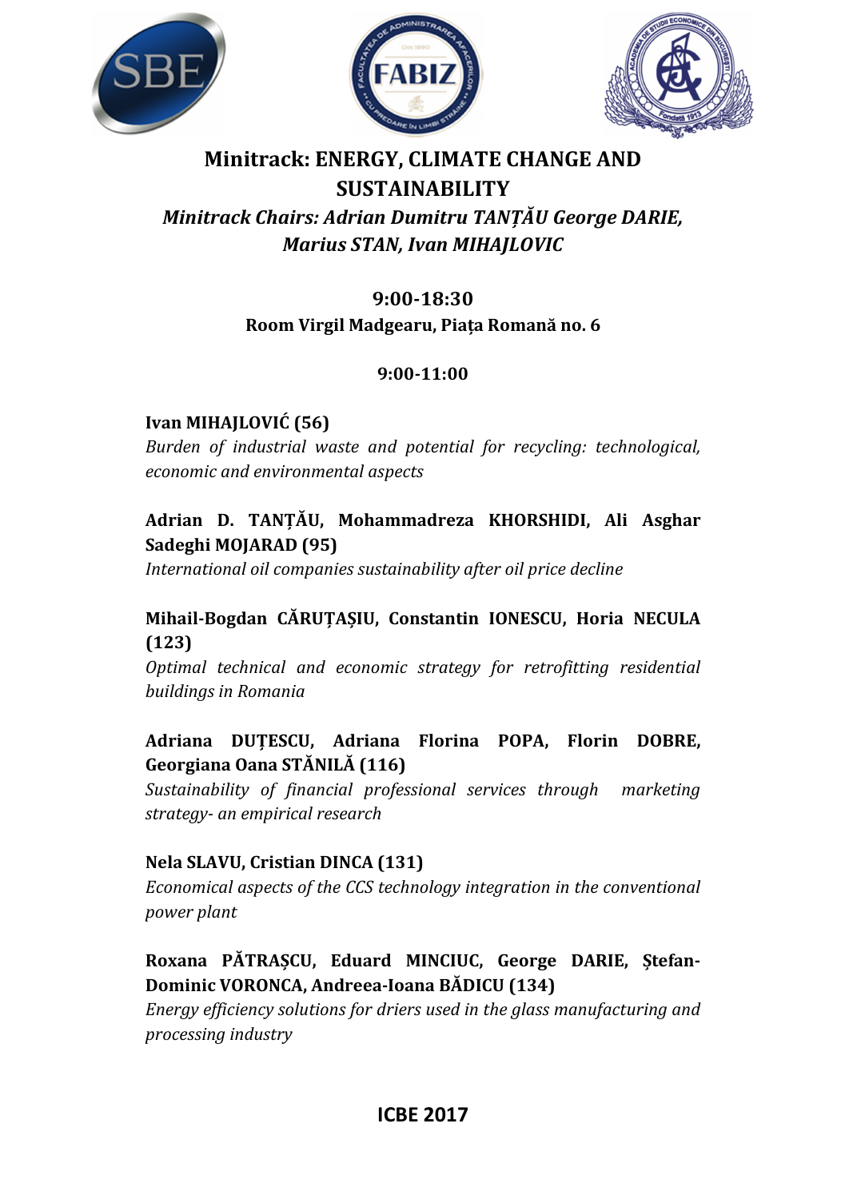# Minitrack: ENERGY, CLIMATE CHANGE AND SUSTAINABILITY

*Minitrack Chairs: Adrian Dumitru TANȚĂU George DARIE, Marius STAN, Ivan MIHAJLOVIC*

**9:00-18:30**

**Room Virgil Madgearu, Piața Romană no. 6**

**9:00-11:00**

**Ivan MIHAJLOVIĆ (56)**
*Burden of industrial waste and potential for recycling: technological, economic and environmental aspects*

**Adrian D. TANȚĂU, Mohammadreza KHORSHIDI, Ali Asghar Sadeghi MOJARAD (95)**
*International oil companies sustainability after oil price decline*

**Mihail-Bogdan CĂRUȚAȘIU, Constantin IONESCU, Horia NECULA (123)**
*Optimal technical and economic strategy for retrofitting residential buildings in Romania*

**Adriana DUȚESCU, Adriana Florina POPA, Florin DOBRE, Georgiana Oana STĂNILĂ (116)**
*Sustainability of financial professional services through marketing strategy- an empirical research*

**Nela SLAVU, Cristian DINCA (131)**
*Economical aspects of the CCS technology integration in the conventional power plant*

**Roxana PĂTRAȘCU, Eduard MINCIUC, George DARIE, Ștefan-Dominic VORONCA, Andreea-Ioana BĂDICU (134)**
*Energy efficiency solutions for driers used in the glass manufacturing and processing industry*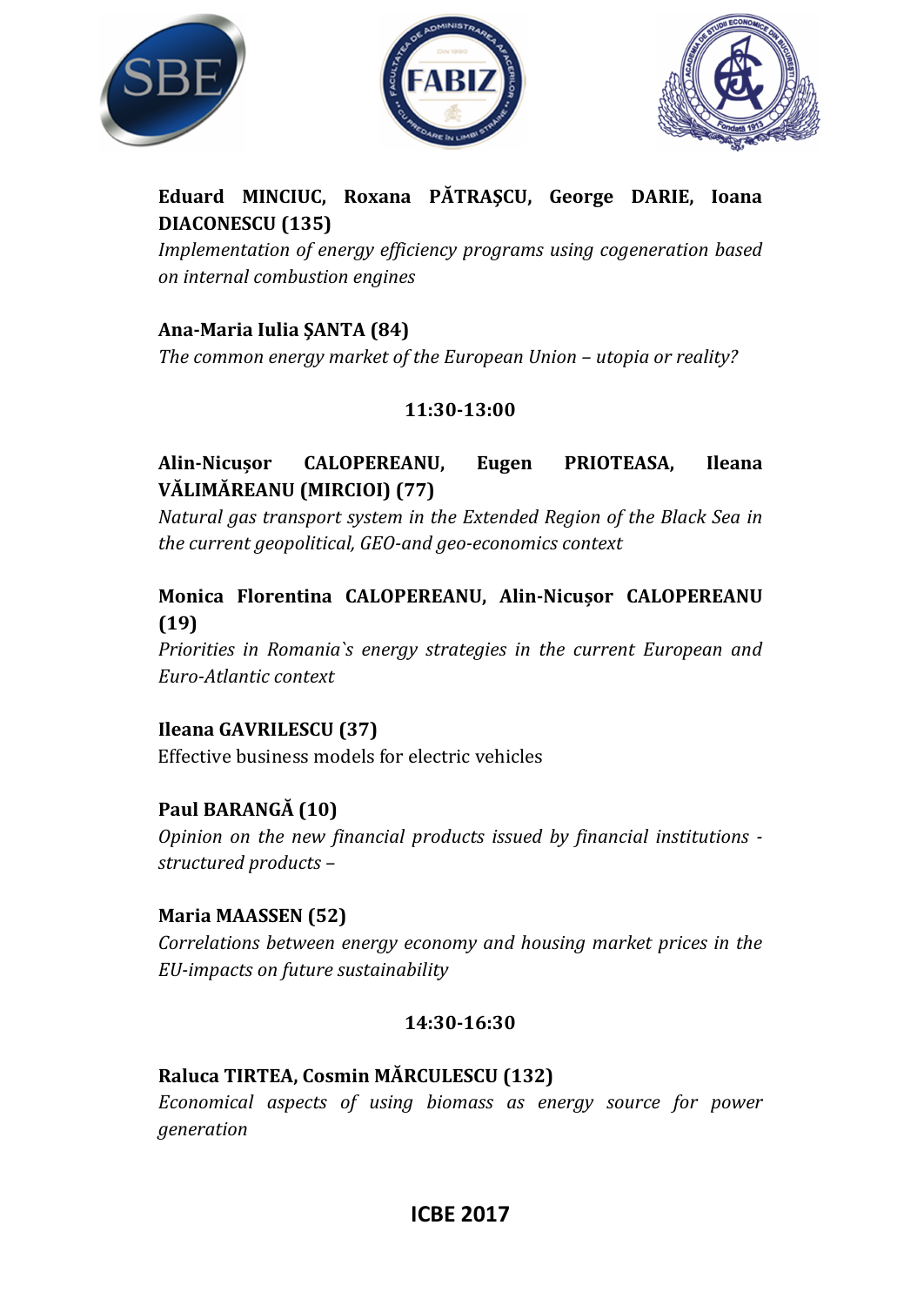**Eduard MINCIUC, Roxana PĂTRAȘCU, George DARIE, Ioana DIACONESCU (135)**
*Implementation of energy efficiency programs using cogeneration based on internal combustion engines*

**Ana-Maria Iulia ȘANTA (84)**
*The common energy market of the European Union – utopia or reality?*

**11:30-13:00**

**Alin-Nicușor CALOPEREANU, Eugen PRIOTEASA, Ileana VĂLIMĂREANU (MIRCIOI) (77)**
*Natural gas transport system in the Extended Region of the Black Sea in the current geopolitical, GEO-and geo-economics context*

**Monica Florentina CALOPEREANU, Alin-Nicușor CALOPEREANU (19)**
*Priorities in Romania`s energy strategies in the current European and Euro-Atlantic context*

**Ileana GAVRILESCU (37)**
Effective business models for electric vehicles

**Paul BARANGĂ (10)**
*Opinion on the new financial products issued by financial institutions - structured products –*

**Maria MAASSEN (52)**
*Correlations between energy economy and housing market prices in the EU-impacts on future sustainability*

**14:30-16:30**

**Raluca TIRTEA, Cosmin MĂRCULESCU (132)**
*Economical aspects of using biomass as energy source for power generation*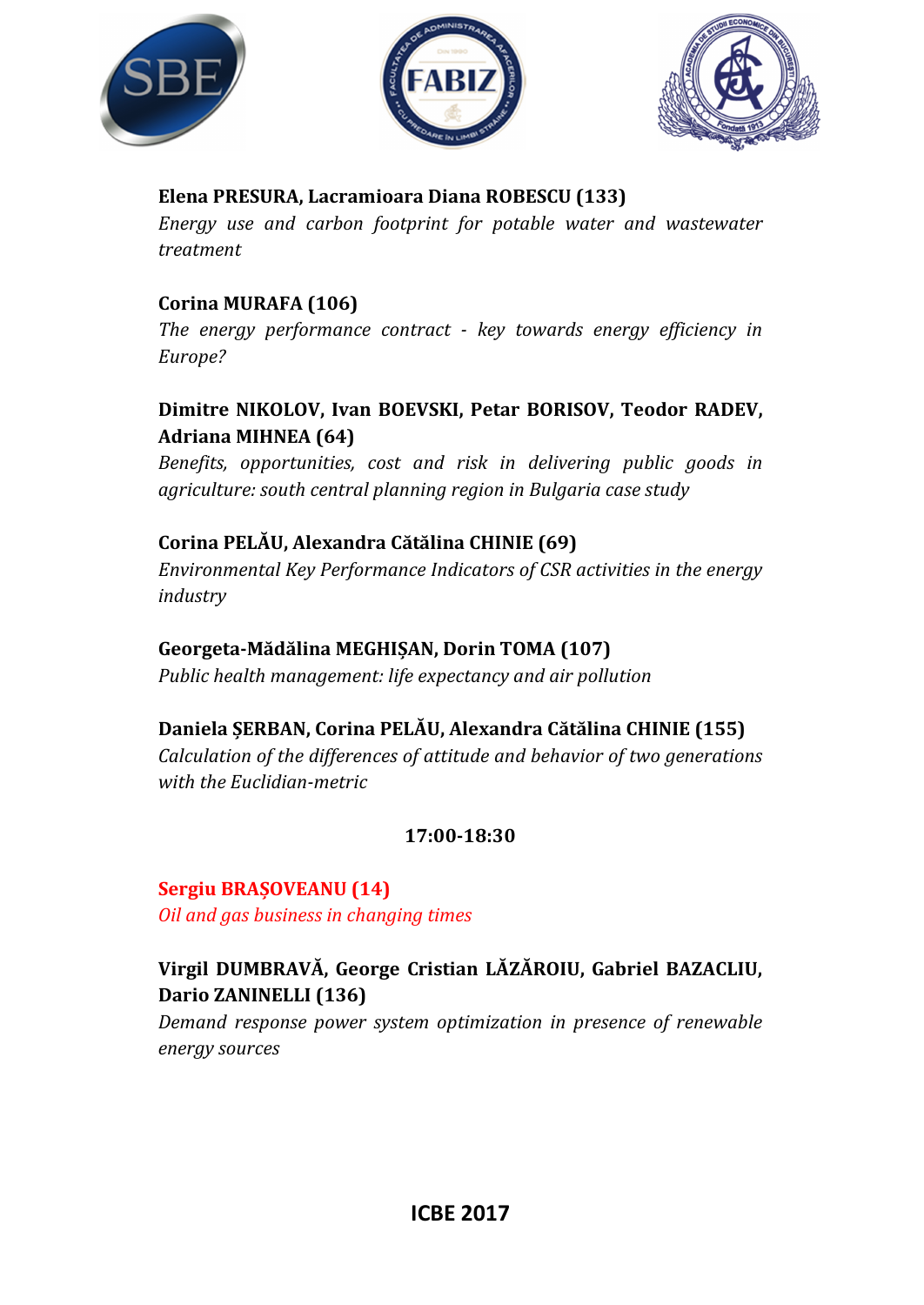**Elena PRESURA, Lacramioara Diana ROBESCU (133)**
*Energy use and carbon footprint for potable water and wastewater treatment*

**Corina MURAFA (106)**
*The energy performance contract - key towards energy efficiency in Europe?*

**Dimitre NIKOLOV, Ivan BOEVSKI, Petar BORISOV, Teodor RADEV, Adriana MIHNEA (64)**
*Benefits, opportunities, cost and risk in delivering public goods in agriculture: south central planning region in Bulgaria case study*

**Corina PELĂU, Alexandra Cătălina CHINIE (69)**
*Environmental Key Performance Indicators of CSR activities in the energy industry*

**Georgeta-Mădălina MEGHIȘAN, Dorin TOMA (107)**
*Public health management: life expectancy and air pollution*

**Daniela ȘERBAN, Corina PELĂU, Alexandra Cătălina CHINIE (155)**
*Calculation of the differences of attitude and behavior of two generations with the Euclidian-metric*

**17:00-18:30**

**Sergiu BRAȘOVEANU (14)**
*Oil and gas business in changing times*

**Virgil DUMBRAVĂ, George Cristian LĂZĂROIU, Gabriel BAZACLIU, Dario ZANINELLI (136)**
*Demand response power system optimization in presence of renewable energy sources*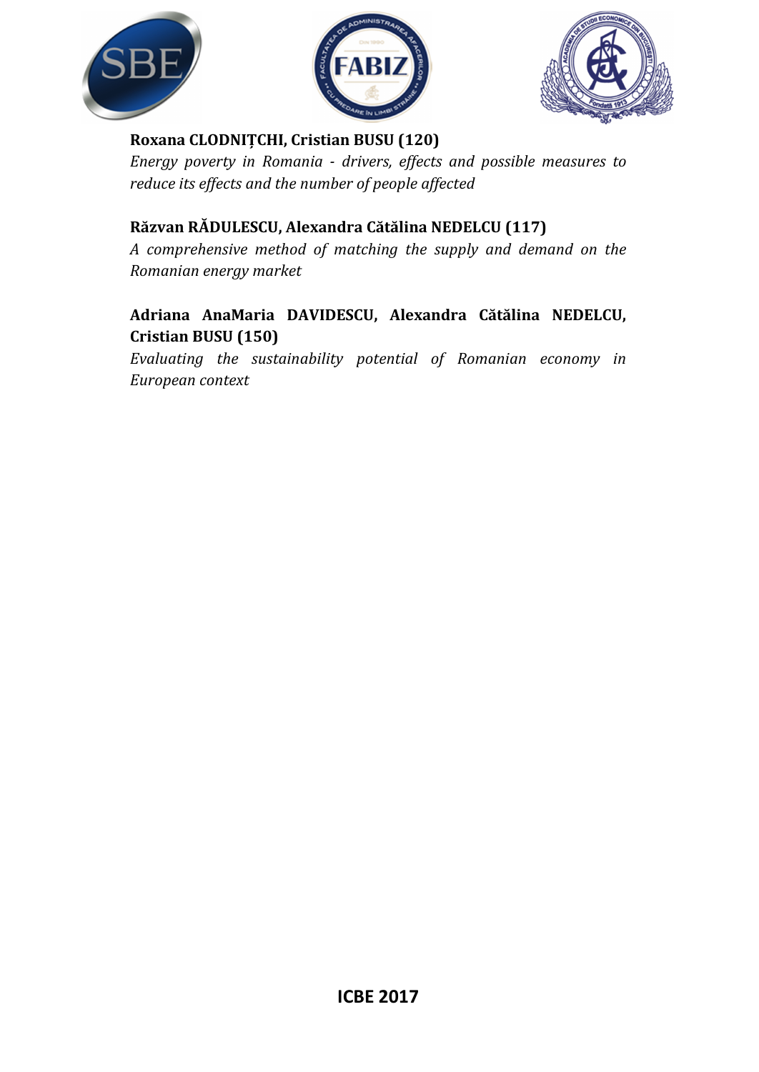**Roxana CLODNIȚCHI, Cristian BUSU (120)**
*Energy poverty in Romania - drivers, effects and possible measures to reduce its effects and the number of people affected*

**Răzvan RĂDULESCU, Alexandra Cătălina NEDELCU (117)**
*A comprehensive method of matching the supply and demand on the Romanian energy market*

**Adriana AnaMaria DAVIDESCU, Alexandra Cătălina NEDELCU, Cristian BUSU (150)**
*Evaluating the sustainability potential of Romanian economy in European context*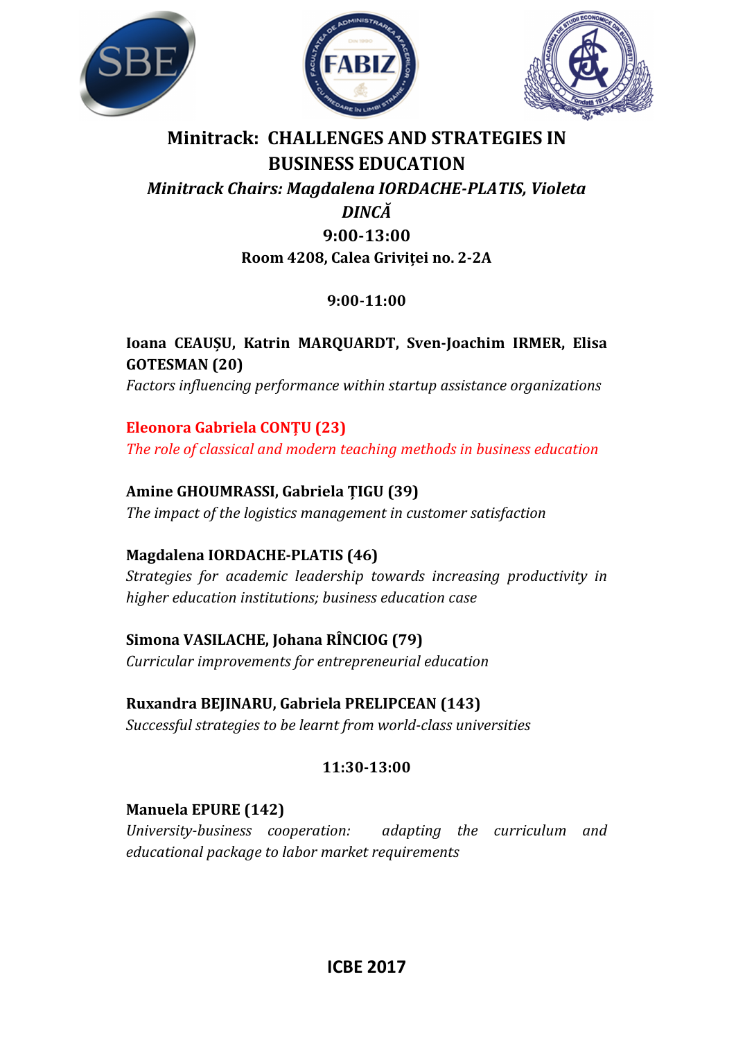# Minitrack: CHALLENGES AND STRATEGIES IN BUSINESS EDUCATION

***Minitrack Chairs: Magdalena IORDACHE-PLATIS, Violeta DINCĂ***

**9:00-13:00**

**Room 4208, Calea Griviței no. 2-2A**

**9:00-11:00**

**Ioana CEAUȘU, Katrin MARQUARDT, Sven-Joachim IRMER, Elisa GOTESMAN (20)**
*Factors influencing performance within startup assistance organizations*

**Eleonora Gabriela CONȚU (23)**
*The role of classical and modern teaching methods in business education*

**Amine GHOUMRASSI, Gabriela ȚIGU (39)**
*The impact of the logistics management in customer satisfaction*

**Magdalena IORDACHE-PLATIS (46)**
*Strategies for academic leadership towards increasing productivity in higher education institutions; business education case*

**Simona VASILACHE, Johana RÎNCIOG (79)**
*Curricular improvements for entrepreneurial education*

**Ruxandra BEJINARU, Gabriela PRELIPCEAN (143)**
*Successful strategies to be learnt from world-class universities*

**11:30-13:00**

**Manuela EPURE (142)**
*University-business cooperation: adapting the curriculum and educational package to labor market requirements*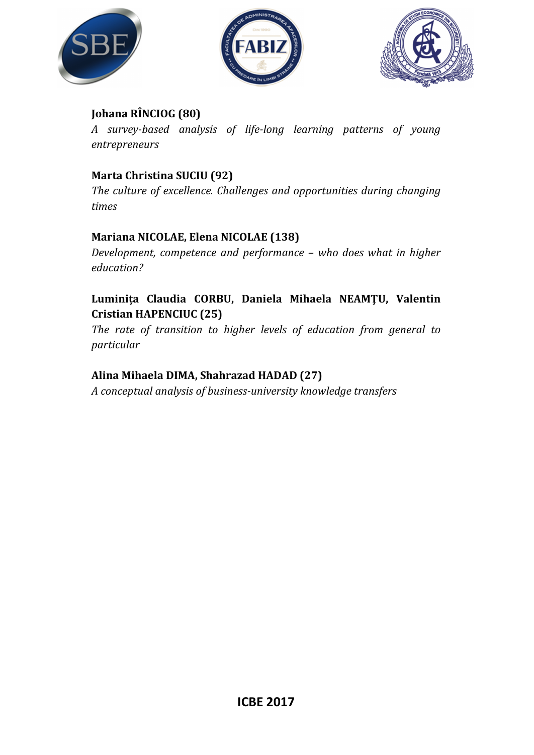**Johana RÎNCIOG (80)**

*A survey-based analysis of life-long learning patterns of young entrepreneurs*

**Marta Christina SUCIU (92)**

*The culture of excellence. Challenges and opportunities during changing times*

**Mariana NICOLAE, Elena NICOLAE (138)**

*Development, competence and performance – who does what in higher education?*

**Luminița Claudia CORBU, Daniela Mihaela NEAMȚU, Valentin Cristian HAPENCIUC (25)**

*The rate of transition to higher levels of education from general to particular*

**Alina Mihaela DIMA, Shahrazad HADAD (27)**

*A conceptual analysis of business-university knowledge transfers*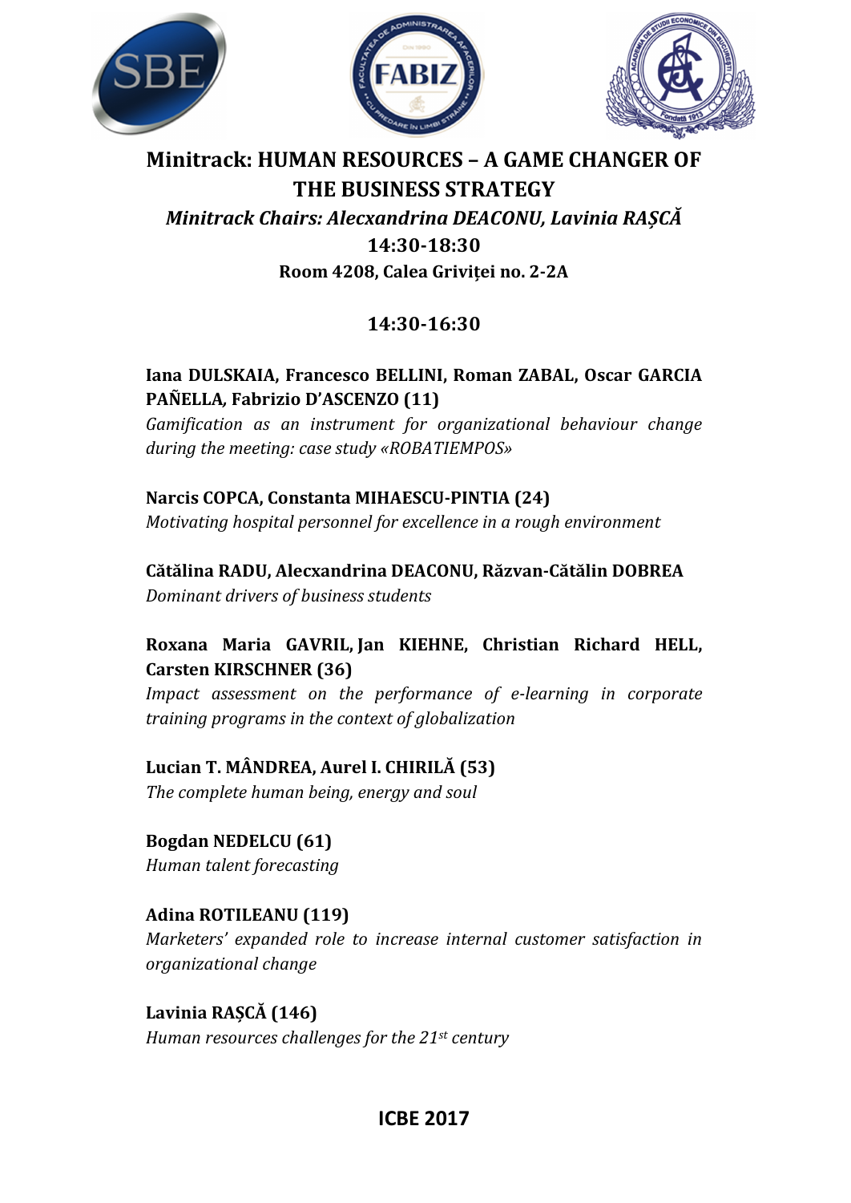# Minitrack: HUMAN RESOURCES – A GAME CHANGER OF THE BUSINESS STRATEGY

*Minitrack Chairs: Alecxandrina DEACONU, Lavinia RAȘCĂ*

**14:30-18:30**

**Room 4208, Calea Griviței no. 2-2A**

## 14:30-16:30

**Iana DULSKAIA, Francesco BELLINI, Roman ZABAL, Oscar GARCIA PAÑELLA, Fabrizio D'ASCENZO (11)**
*Gamification as an instrument for organizational behaviour change during the meeting: case study «ROBATIEMPOS»*

**Narcis COPCA, Constanta MIHAESCU-PINTIA (24)**
*Motivating hospital personnel for excellence in a rough environment*

**Cătălina RADU, Alecxandrina DEACONU, Răzvan-Cătălin DOBREA**
*Dominant drivers of business students*

**Roxana Maria GAVRIL, Jan KIEHNE, Christian Richard HELL, Carsten KIRSCHNER (36)**
*Impact assessment on the performance of e-learning in corporate training programs in the context of globalization*

**Lucian T. MÂNDREA, Aurel I. CHIRILĂ (53)**
*The complete human being, energy and soul*

**Bogdan NEDELCU (61)**
*Human talent forecasting*

**Adina ROTILEANU (119)**
*Marketers' expanded role to increase internal customer satisfaction in organizational change*

**Lavinia RAȘCĂ (146)**
*Human resources challenges for the 21st century*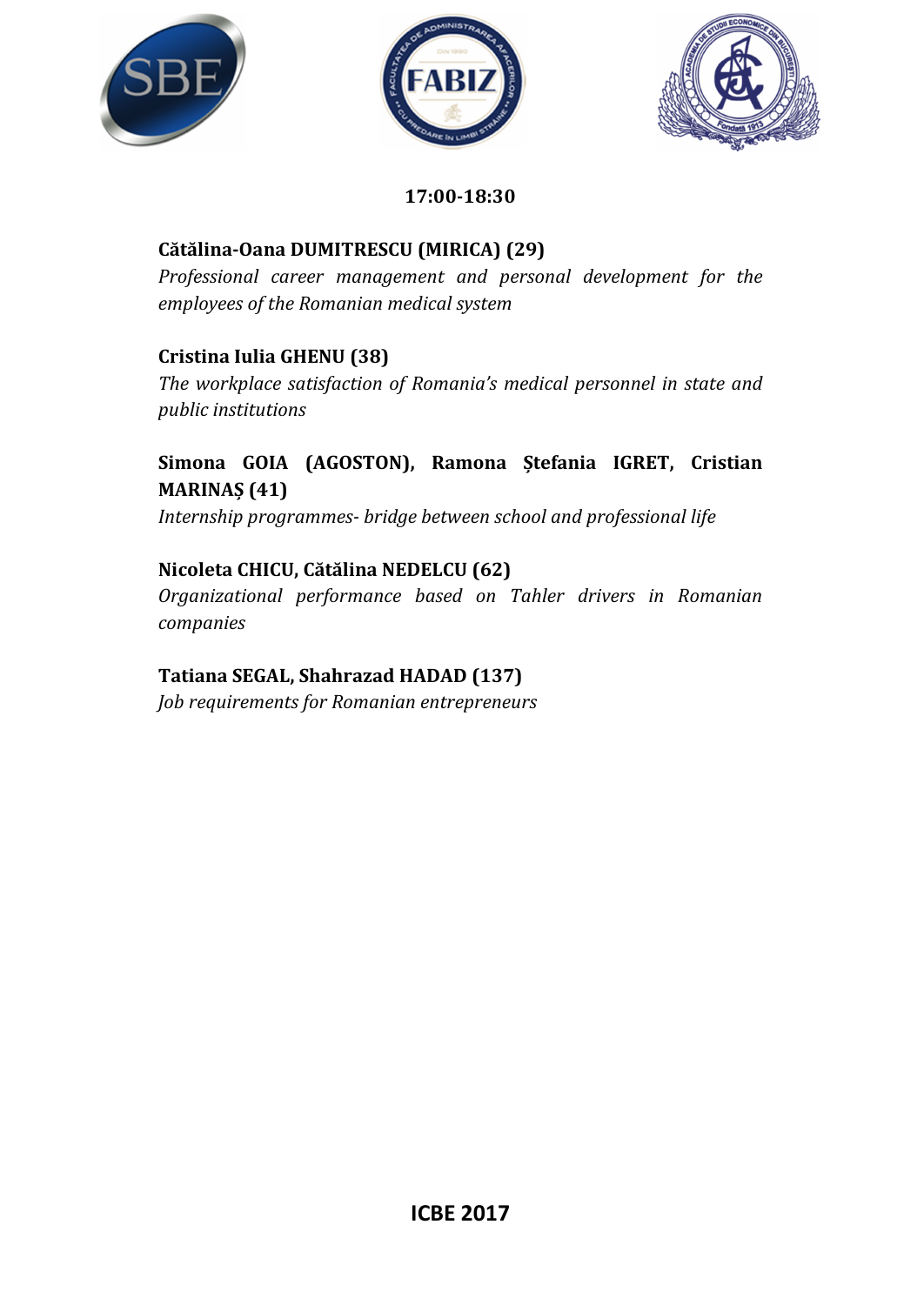**17:00-18:30**

**Cătălina-Oana DUMITRESCU (MIRICA) (29)**
*Professional career management and personal development for the employees of the Romanian medical system*

**Cristina Iulia GHENU (38)**
*The workplace satisfaction of Romania's medical personnel in state and public institutions*

**Simona GOIA (AGOSTON), Ramona Ștefania IGRET, Cristian MARINAȘ (41)**
*Internship programmes- bridge between school and professional life*

**Nicoleta CHICU, Cătălina NEDELCU (62)**
*Organizational performance based on Tahler drivers in Romanian companies*

**Tatiana SEGAL, Shahrazad HADAD (137)**
*Job requirements for Romanian entrepreneurs*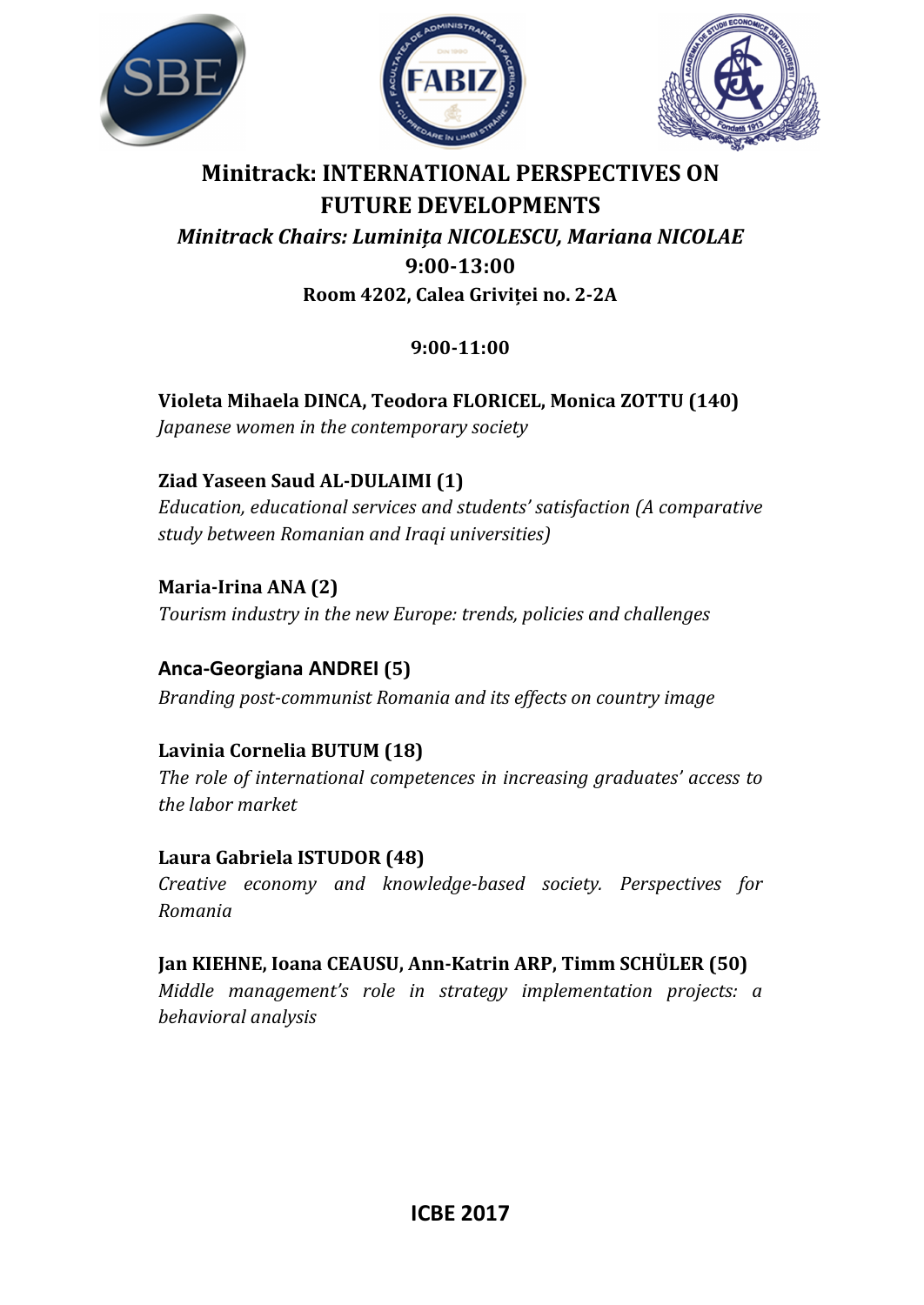# Minitrack: INTERNATIONAL PERSPECTIVES ON FUTURE DEVELOPMENTS

*Minitrack Chairs: Luminița NICOLESCU, Mariana NICOLAE*

**9:00-13:00**

**Room 4202, Calea Griviței no. 2-2A**

**9:00-11:00**

**Violeta Mihaela DINCA, Teodora FLORICEL, Monica ZOTTU (140)**
*Japanese women in the contemporary society*

**Ziad Yaseen Saud AL-DULAIMI (1)**
*Education, educational services and students' satisfaction (A comparative study between Romanian and Iraqi universities)*

**Maria-Irina ANA (2)**
*Tourism industry in the new Europe: trends, policies and challenges*

**Anca-Georgiana ANDREI (5)**
*Branding post-communist Romania and its effects on country image*

**Lavinia Cornelia BUTUM (18)**
*The role of international competences in increasing graduates' access to the labor market*

**Laura Gabriela ISTUDOR (48)**
*Creative economy and knowledge-based society. Perspectives for Romania*

**Jan KIEHNE, Ioana CEAUSU, Ann-Katrin ARP, Timm SCHÜLER (50)**
*Middle management's role in strategy implementation projects: a behavioral analysis*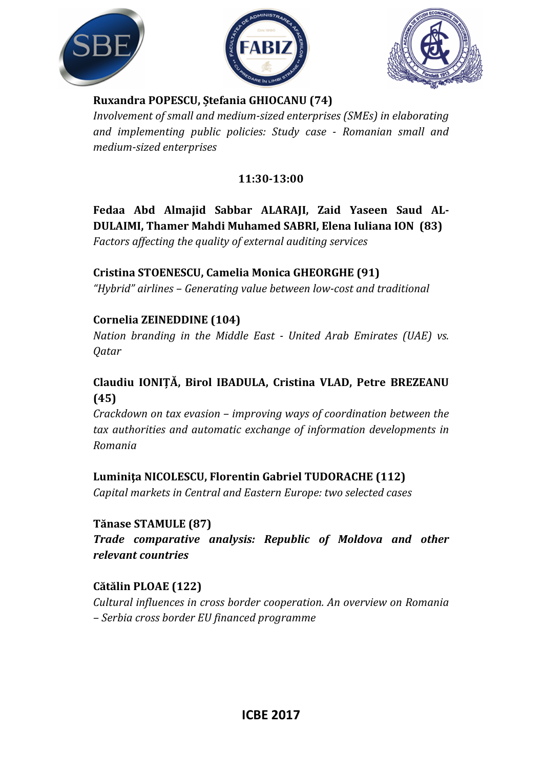**Ruxandra POPESCU, Ștefania GHIOCANU (74)**
*Involvement of small and medium-sized enterprises (SMEs) in elaborating and implementing public policies: Study case - Romanian small and medium-sized enterprises*

**11:30-13:00**

**Fedaa Abd Almajid Sabbar ALARAJI, Zaid Yaseen Saud AL-DULAIMI, Thamer Mahdi Muhamed SABRI, Elena Iuliana ION (83)**
*Factors affecting the quality of external auditing services*

**Cristina STOENESCU, Camelia Monica GHEORGHE (91)**
*"Hybrid" airlines – Generating value between low-cost and traditional*

**Cornelia ZEINEDDINE (104)**
*Nation branding in the Middle East - United Arab Emirates (UAE) vs. Qatar*

**Claudiu IONIȚĂ, Birol IBADULA, Cristina VLAD, Petre BREZEANU (45)**
*Crackdown on tax evasion – improving ways of coordination between the tax authorities and automatic exchange of information developments in Romania*

**Luminiţa NICOLESCU, Florentin Gabriel TUDORACHE (112)**
*Capital markets in Central and Eastern Europe: two selected cases*

**Tănase STAMULE (87)**
***Trade comparative analysis: Republic of Moldova and other relevant countries***

**Cătălin PLOAE (122)**
*Cultural influences in cross border cooperation. An overview on Romania – Serbia cross border EU financed programme*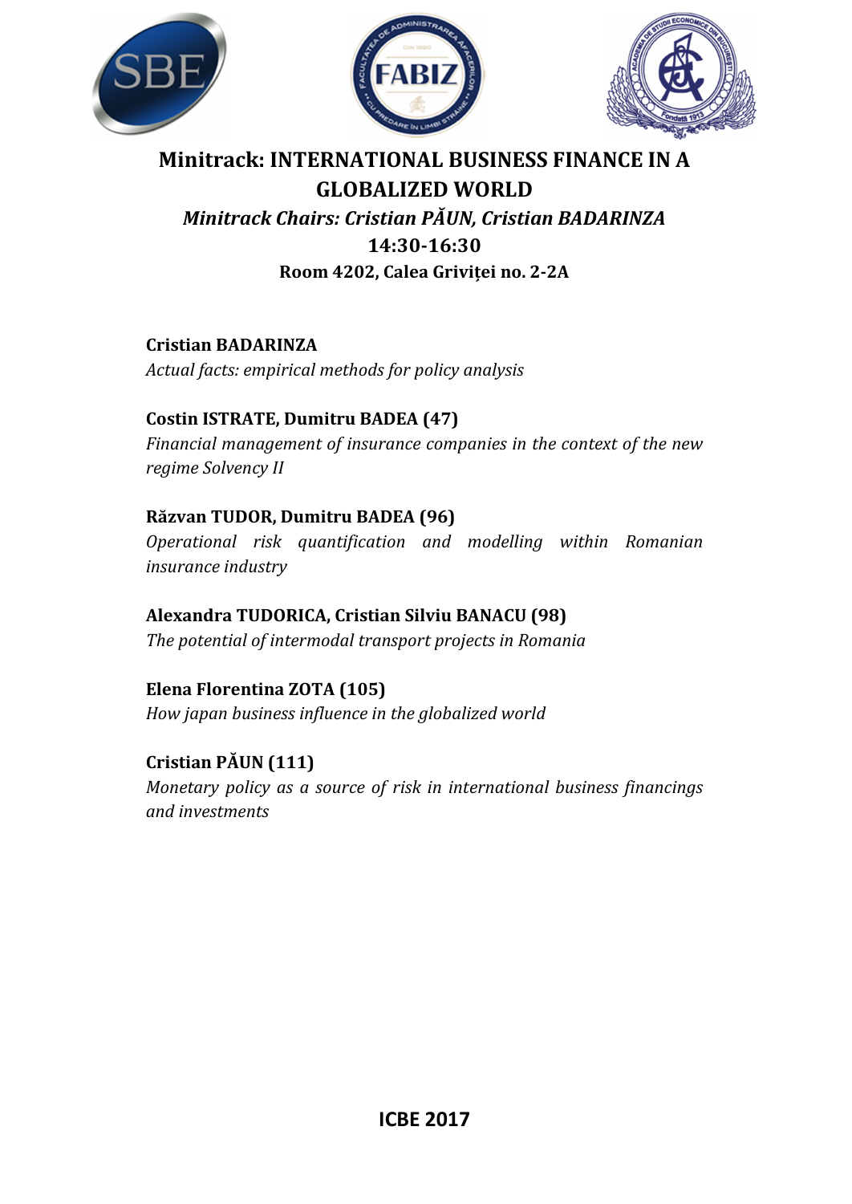# Minitrack: INTERNATIONAL BUSINESS FINANCE IN A GLOBALIZED WORLD

***Minitrack Chairs: Cristian PĂUN, Cristian BADARINZA***

**14:30-16:30**

**Room 4202, Calea Griviței no. 2-2A**

**Cristian BADARINZA**
*Actual facts: empirical methods for policy analysis*

**Costin ISTRATE, Dumitru BADEA (47)**
*Financial management of insurance companies in the context of the new regime Solvency II*

**Răzvan TUDOR, Dumitru BADEA (96)**
*Operational risk quantification and modelling within Romanian insurance industry*

**Alexandra TUDORICA, Cristian Silviu BANACU (98)**
*The potential of intermodal transport projects in Romania*

**Elena Florentina ZOTA (105)**
*How japan business influence in the globalized world*

**Cristian PĂUN (111)**
*Monetary policy as a source of risk in international business financings and investments*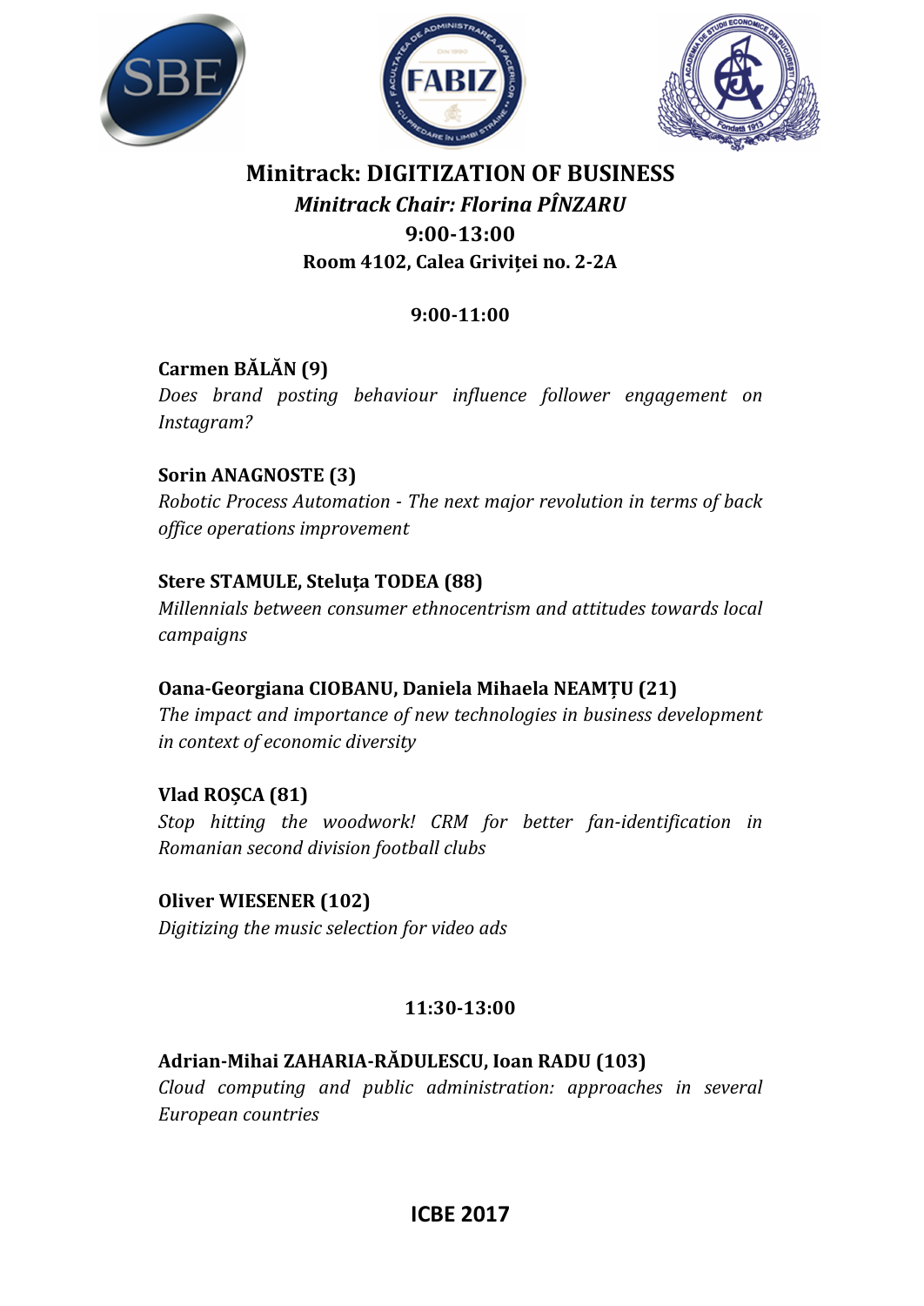# Minitrack: DIGITIZATION OF BUSINESS

***Minitrack Chair: Florina PÎNZARU***

**9:00-13:00**

**Room 4102, Calea Griviței no. 2-2A**

**9:00-11:00**

**Carmen BĂLĂN (9)**
*Does brand posting behaviour influence follower engagement on Instagram?*

**Sorin ANAGNOSTE (3)**
*Robotic Process Automation - The next major revolution in terms of back office operations improvement*

**Stere STAMULE, Steluța TODEA (88)**
*Millennials between consumer ethnocentrism and attitudes towards local campaigns*

**Oana-Georgiana CIOBANU, Daniela Mihaela NEAMȚU (21)**
*The impact and importance of new technologies in business development in context of economic diversity*

**Vlad ROȘCA (81)**
*Stop hitting the woodwork! CRM for better fan-identification in Romanian second division football clubs*

**Oliver WIESENER (102)**
*Digitizing the music selection for video ads*

**11:30-13:00**

**Adrian-Mihai ZAHARIA-RĂDULESCU, Ioan RADU (103)**
*Cloud computing and public administration: approaches in several European countries*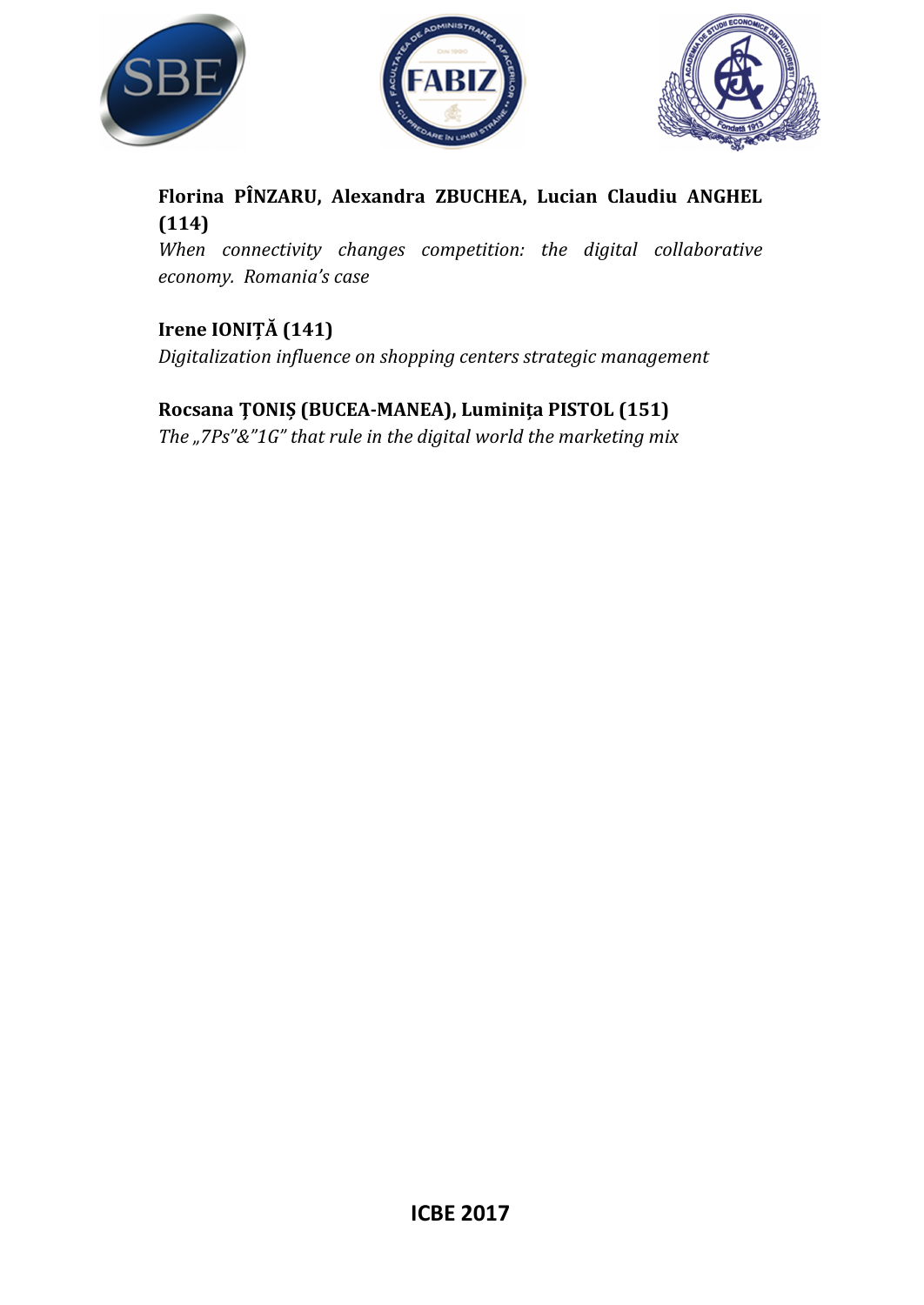**Florina PÎNZARU, Alexandra ZBUCHEA, Lucian Claudiu ANGHEL (114)**
*When connectivity changes competition: the digital collaborative economy. Romania's case*

**Irene IONIȚĂ (141)**
*Digitalization influence on shopping centers strategic management*

**Rocsana ȚONIȘ (BUCEA-MANEA), Luminița PISTOL (151)**
*The „7Ps"&"1G" that rule in the digital world the marketing mix*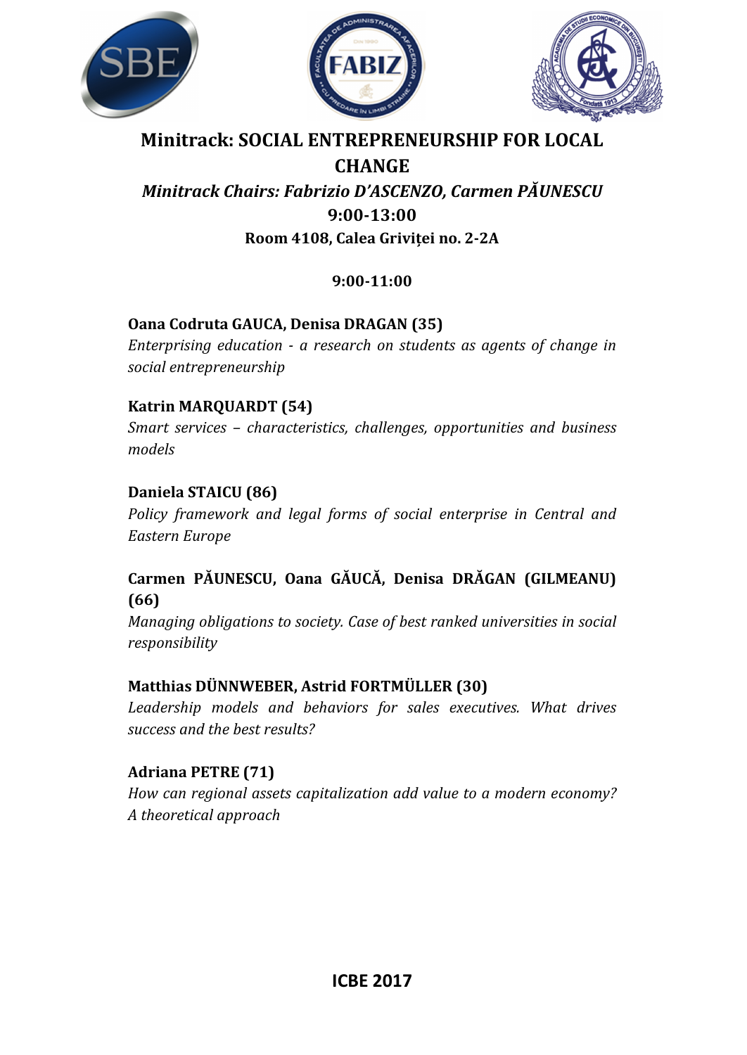## Minitrack: SOCIAL ENTREPRENEURSHIP FOR LOCAL CHANGE

***Minitrack Chairs: Fabrizio D'ASCENZO, Carmen PĂUNESCU***

**9:00-13:00**

**Room 4108, Calea Griviței no. 2-2A**

**9:00-11:00**

**Oana Codruta GAUCA, Denisa DRAGAN (35)**
*Enterprising education - a research on students as agents of change in social entrepreneurship*

**Katrin MARQUARDT (54)**
*Smart services – characteristics, challenges, opportunities and business models*

**Daniela STAICU (86)**
*Policy framework and legal forms of social enterprise in Central and Eastern Europe*

**Carmen PĂUNESCU, Oana GĂUCĂ, Denisa DRĂGAN (GILMEANU) (66)**
*Managing obligations to society. Case of best ranked universities in social responsibility*

**Matthias DÜNNWEBER, Astrid FORTMÜLLER (30)**
*Leadership models and behaviors for sales executives. What drives success and the best results?*

**Adriana PETRE (71)**
*How can regional assets capitalization add value to a modern economy? A theoretical approach*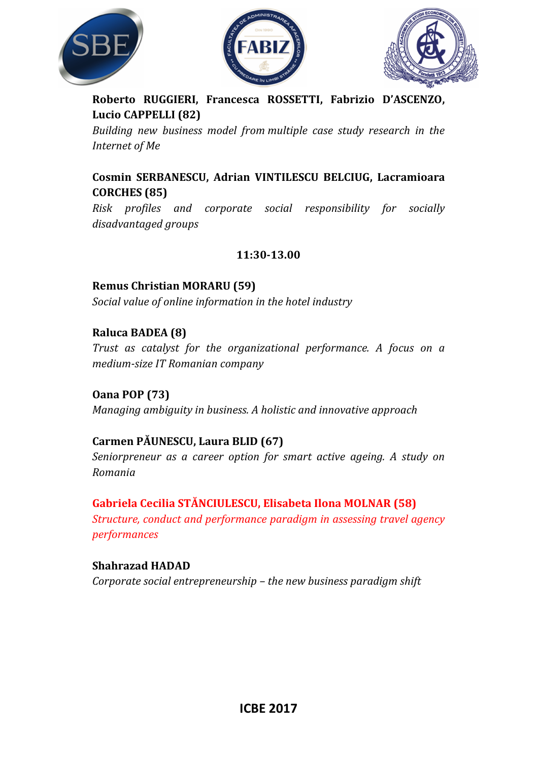**Roberto RUGGIERI, Francesca ROSSETTI, Fabrizio D'ASCENZO, Lucio CAPPELLI (82)**
*Building new business model from multiple case study research in the Internet of Me*

**Cosmin SERBANESCU, Adrian VINTILESCU BELCIUG, Lacramioara CORCHES (85)**
*Risk profiles and corporate social responsibility for socially disadvantaged groups*

**11:30-13.00**

**Remus Christian MORARU (59)**
*Social value of online information in the hotel industry*

**Raluca BADEA (8)**
*Trust as catalyst for the organizational performance. A focus on a medium-size IT Romanian company*

**Oana POP (73)**
*Managing ambiguity in business. A holistic and innovative approach*

**Carmen PĂUNESCU, Laura BLID (67)**
*Seniorpreneur as a career option for smart active ageing. A study on Romania*

**Gabriela Cecilia STĂNCIULESCU, Elisabeta Ilona MOLNAR (58)**
*Structure, conduct and performance paradigm in assessing travel agency performances*

**Shahrazad HADAD**
*Corporate social entrepreneurship – the new business paradigm shift*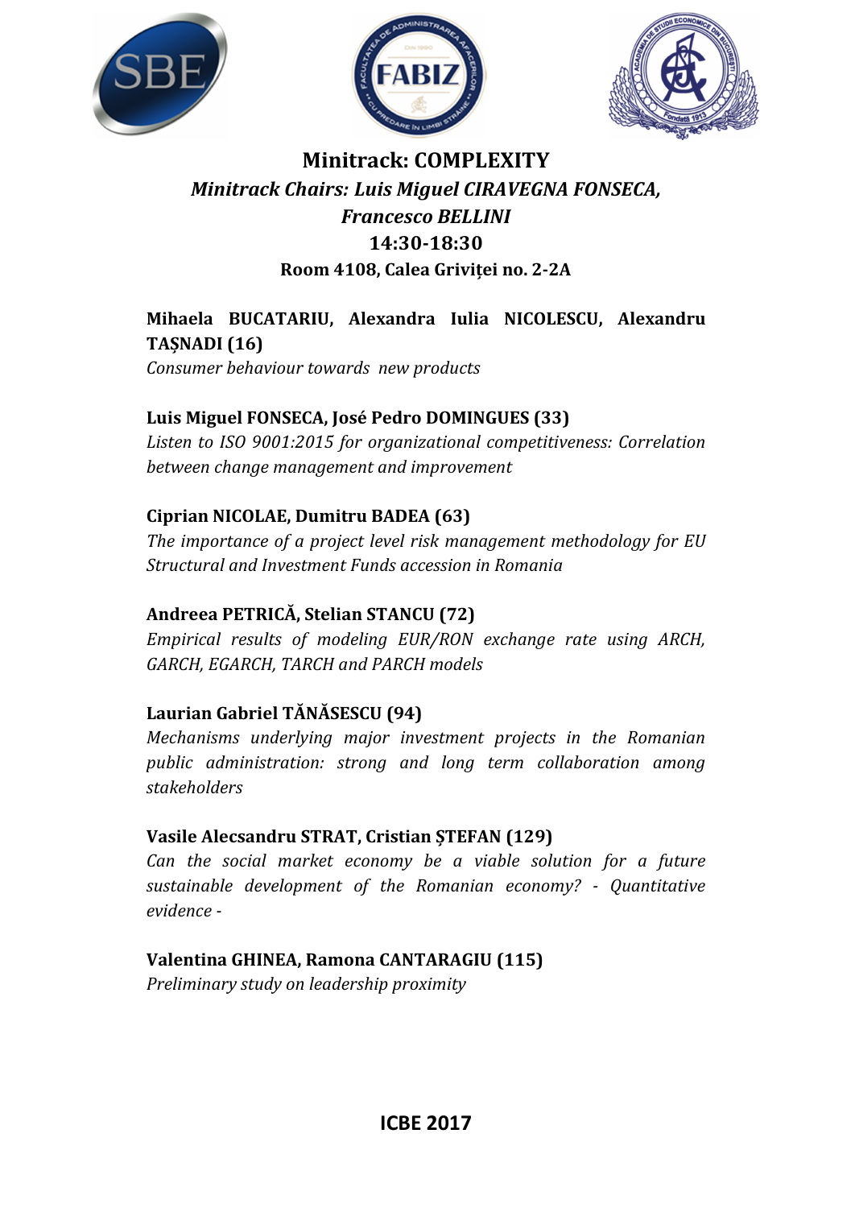# Minitrack: COMPLEXITY

***Minitrack Chairs: Luis Miguel CIRAVEGNA FONSECA, Francesco BELLINI***

**14:30-18:30**

**Room 4108, Calea Griviței no. 2-2A**

**Mihaela BUCATARIU, Alexandra Iulia NICOLESCU, Alexandru TAȘNADI (16)**
*Consumer behaviour towards new products*

**Luis Miguel FONSECA, José Pedro DOMINGUES (33)**
*Listen to ISO 9001:2015 for organizational competitiveness: Correlation between change management and improvement*

**Ciprian NICOLAE, Dumitru BADEA (63)**
*The importance of a project level risk management methodology for EU Structural and Investment Funds accession in Romania*

**Andreea PETRICĂ, Stelian STANCU (72)**
*Empirical results of modeling EUR/RON exchange rate using ARCH, GARCH, EGARCH, TARCH and PARCH models*

**Laurian Gabriel TĂNĂSESCU (94)**
*Mechanisms underlying major investment projects in the Romanian public administration: strong and long term collaboration among stakeholders*

**Vasile Alecsandru STRAT, Cristian ȘTEFAN (129)**
*Can the social market economy be a viable solution for a future sustainable development of the Romanian economy? - Quantitative evidence -*

**Valentina GHINEA, Ramona CANTARAGIU (115)**
*Preliminary study on leadership proximity*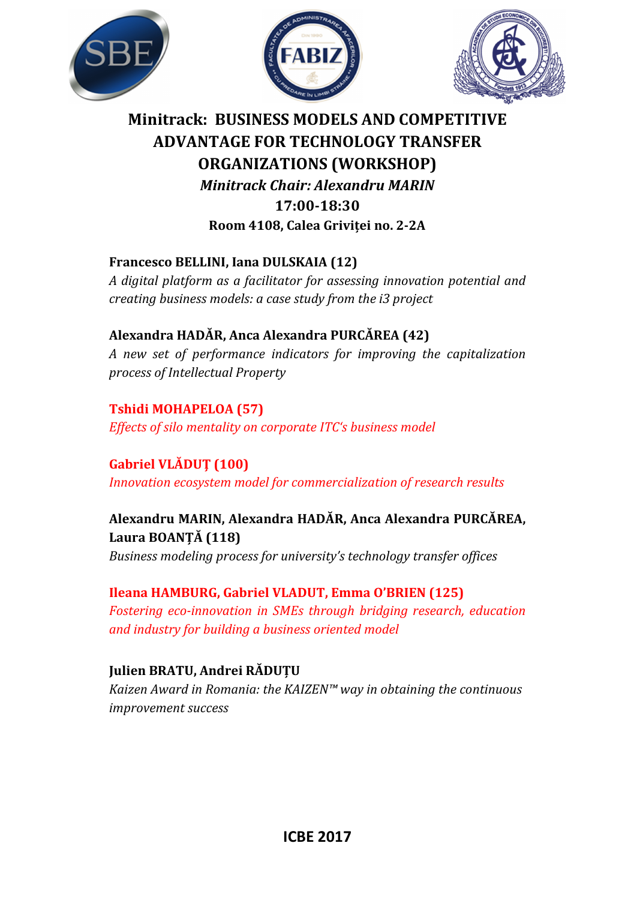# Minitrack: BUSINESS MODELS AND COMPETITIVE ADVANTAGE FOR TECHNOLOGY TRANSFER ORGANIZATIONS (WORKSHOP)

***Minitrack Chair: Alexandru MARIN***

**17:00-18:30**

**Room 4108, Calea Griviței no. 2-2A**

**Francesco BELLINI, Iana DULSKAIA (12)**
*A digital platform as a facilitator for assessing innovation potential and creating business models: a case study from the i3 project*

**Alexandra HADĂR, Anca Alexandra PURCĂREA (42)**
*A new set of performance indicators for improving the capitalization process of Intellectual Property*

**Tshidi MOHAPELOA (57)**
*Effects of silo mentality on corporate ITC's business model*

**Gabriel VLĂDUȚ (100)**
*Innovation ecosystem model for commercialization of research results*

**Alexandru MARIN, Alexandra HADĂR, Anca Alexandra PURCĂREA, Laura BOANȚĂ (118)**
*Business modeling process for university's technology transfer offices*

**Ileana HAMBURG, Gabriel VLADUT, Emma O'BRIEN (125)**
*Fostering eco-innovation in SMEs through bridging research, education and industry for building a business oriented model*

**Julien BRATU, Andrei RĂDUȚU**
*Kaizen Award in Romania: the KAIZEN™ way in obtaining the continuous improvement success*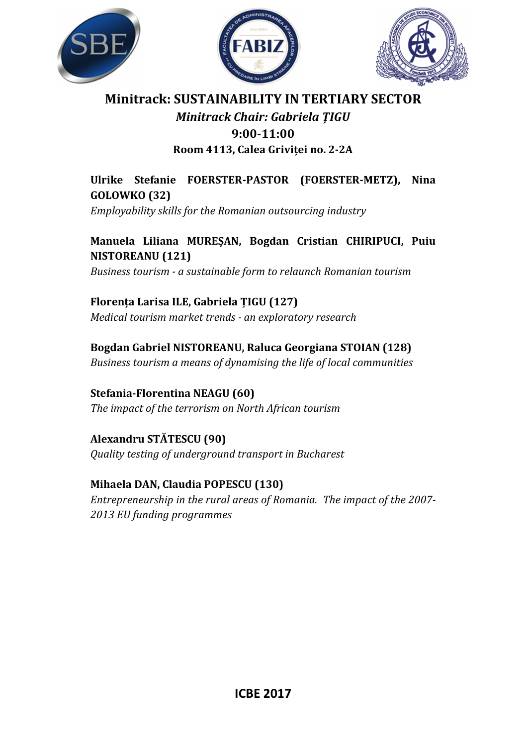# Minitrack: SUSTAINABILITY IN TERTIARY SECTOR

***Minitrack Chair: Gabriela ȚIGU***

**9:00-11:00**

**Room 4113, Calea Griviței no. 2-2A**

**Ulrike Stefanie FOERSTER-PASTOR (FOERSTER-METZ), Nina GOLOWKO (32)**
*Employability skills for the Romanian outsourcing industry*

**Manuela Liliana MUREȘAN, Bogdan Cristian CHIRIPUCI, Puiu NISTOREANU (121)**
*Business tourism - a sustainable form to relaunch Romanian tourism*

**Florența Larisa ILE, Gabriela ȚIGU (127)**
*Medical tourism market trends - an exploratory research*

**Bogdan Gabriel NISTOREANU, Raluca Georgiana STOIAN (128)**
*Business tourism a means of dynamising the life of local communities*

**Stefania-Florentina NEAGU (60)**
*The impact of the terrorism on North African tourism*

**Alexandru STĂTESCU (90)**
*Quality testing of underground transport in Bucharest*

**Mihaela DAN, Claudia POPESCU (130)**
*Entrepreneurship in the rural areas of Romania. The impact of the 2007-2013 EU funding programmes*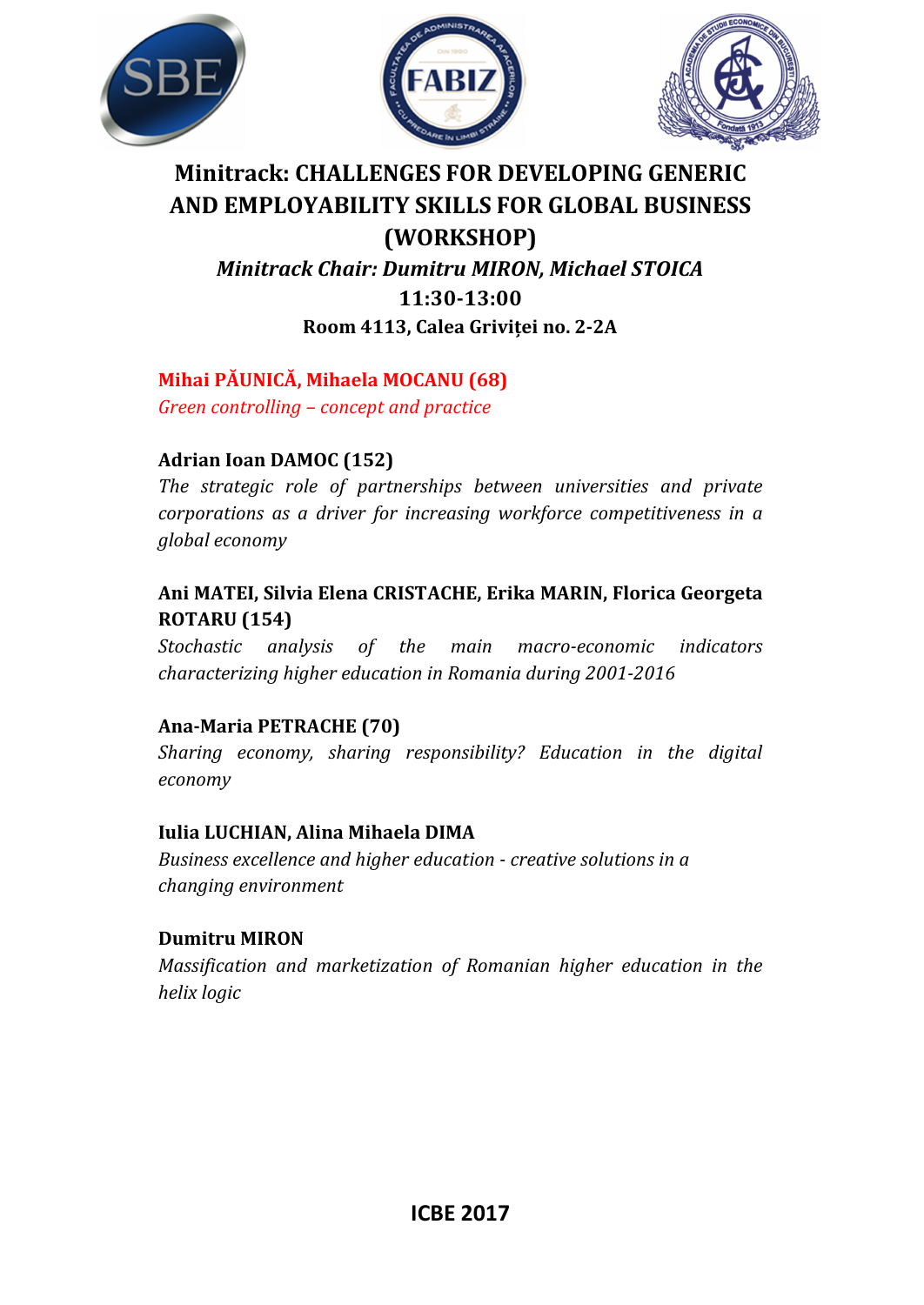# Minitrack: CHALLENGES FOR DEVELOPING GENERIC AND EMPLOYABILITY SKILLS FOR GLOBAL BUSINESS (WORKSHOP)

***Minitrack Chair: Dumitru MIRON, Michael STOICA***

**11:30-13:00**

**Room 4113, Calea Griviței no. 2-2A**

**Mihai PĂUNICĂ, Mihaela MOCANU (68)**
*Green controlling – concept and practice*

**Adrian Ioan DAMOC (152)**
*The strategic role of partnerships between universities and private corporations as a driver for increasing workforce competitiveness in a global economy*

**Ani MATEI, Silvia Elena CRISTACHE, Erika MARIN, Florica Georgeta ROTARU (154)**
*Stochastic analysis of the main macro-economic indicators characterizing higher education in Romania during 2001-2016*

**Ana-Maria PETRACHE (70)**
*Sharing economy, sharing responsibility? Education in the digital economy*

**Iulia LUCHIAN, Alina Mihaela DIMA**
*Business excellence and higher education - creative solutions in a changing environment*

**Dumitru MIRON**
*Massification and marketization of Romanian higher education in the helix logic*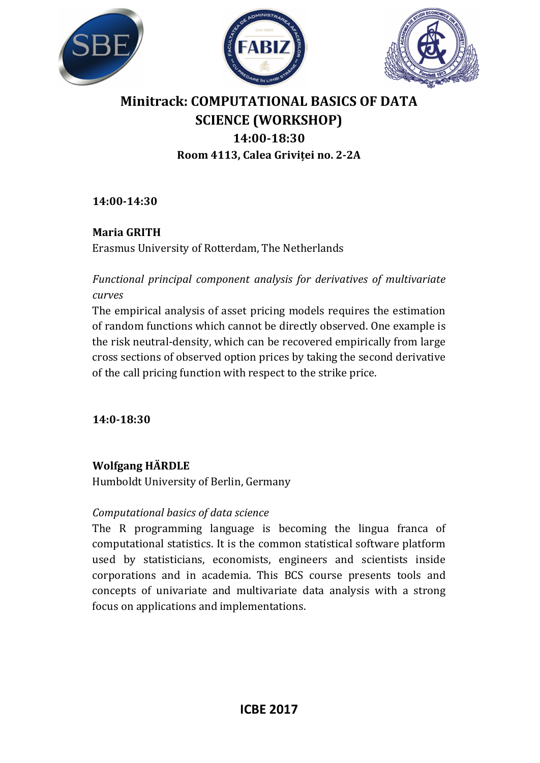# Minitrack: COMPUTATIONAL BASICS OF DATA SCIENCE (WORKSHOP)

## 14:00-18:30

### Room 4113, Calea Griviței no. 2-2A

**14:00-14:30**

**Maria GRITH**
Erasmus University of Rotterdam, The Netherlands

*Functional principal component analysis for derivatives of multivariate curves*
The empirical analysis of asset pricing models requires the estimation of random functions which cannot be directly observed. One example is the risk neutral-density, which can be recovered empirically from large cross sections of observed option prices by taking the second derivative of the call pricing function with respect to the strike price.

**14:0-18:30**

**Wolfgang HÄRDLE**
Humboldt University of Berlin, Germany

*Computational basics of data science*
The R programming language is becoming the lingua franca of computational statistics. It is the common statistical software platform used by statisticians, economists, engineers and scientists inside corporations and in academia. This BCS course presents tools and concepts of univariate and multivariate data analysis with a strong focus on applications and implementations.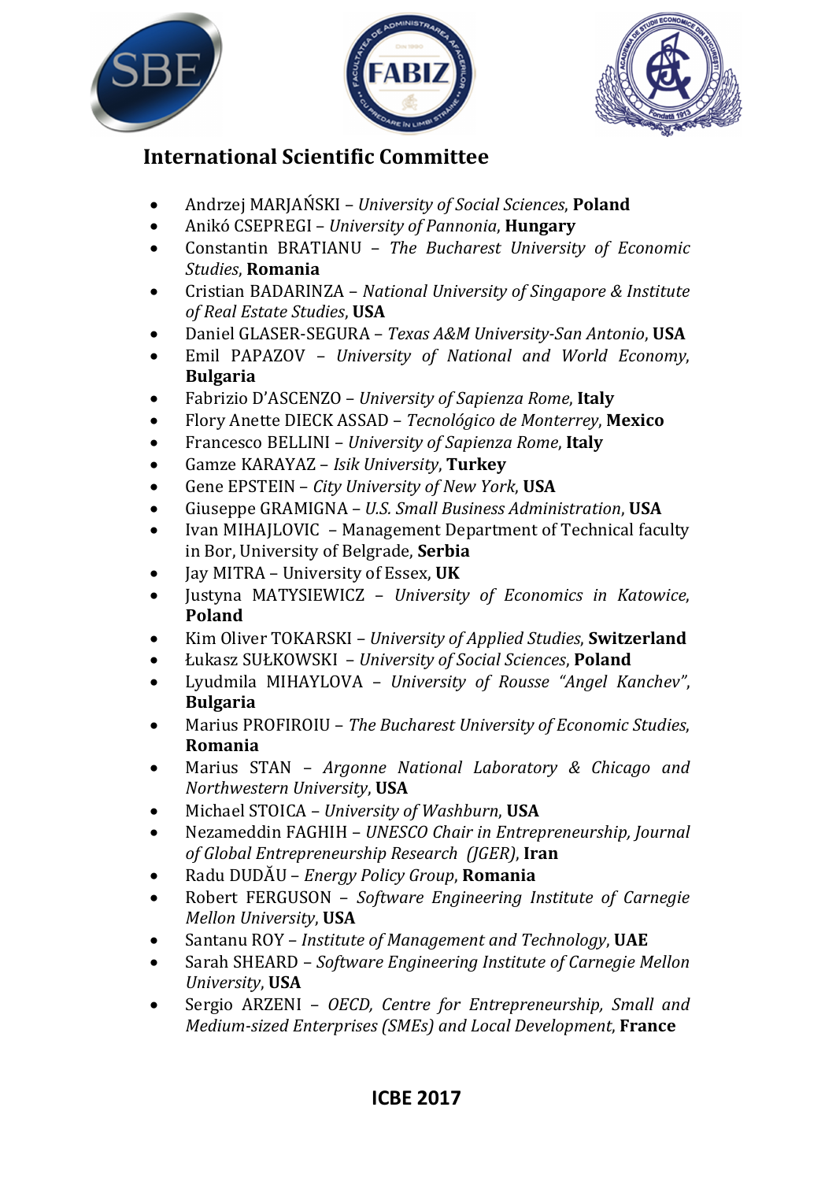## International Scientific Committee

- Andrzej MARJAŃSKI – *University of Social Sciences*, **Poland**
- Anikó CSEPREGI – *University of Pannonia*, **Hungary**
- Constantin BRATIANU – *The Bucharest University of Economic Studies*, **Romania**
- Cristian BADARINZA – *National University of Singapore & Institute of Real Estate Studies*, **USA**
- Daniel GLASER-SEGURA – *Texas A&M University-San Antonio*, **USA**
- Emil PAPAZOV – *University of National and World Economy*, **Bulgaria**
- Fabrizio D'ASCENZO – *University of Sapienza Rome*, **Italy**
- Flory Anette DIECK ASSAD – *Tecnológico de Monterrey*, **Mexico**
- Francesco BELLINI – *University of Sapienza Rome*, **Italy**
- Gamze KARAYAZ – *Isik University*, **Turkey**
- Gene EPSTEIN – *City University of New York*, **USA**
- Giuseppe GRAMIGNA – *U.S. Small Business Administration*, **USA**
- Ivan MIHAJLOVIC – Management Department of Technical faculty in Bor, University of Belgrade, **Serbia**
- Jay MITRA – University of Essex, **UK**
- Justyna MATYSIEWICZ – *University of Economics in Katowice*, **Poland**
- Kim Oliver TOKARSKI – *University of Applied Studies*, **Switzerland**
- Łukasz SUŁKOWSKI – *University of Social Sciences*, **Poland**
- Lyudmila MIHAYLOVA – *University of Rousse "Angel Kanchev"*, **Bulgaria**
- Marius PROFIROIU – *The Bucharest University of Economic Studies*, **Romania**
- Marius STAN – *Argonne National Laboratory & Chicago and Northwestern University*, **USA**
- Michael STOICA – *University of Washburn*, **USA**
- Nezameddin FAGHIH – *UNESCO Chair in Entrepreneurship, Journal of Global Entrepreneurship Research (JGER)*, **Iran**
- Radu DUDĂU – *Energy Policy Group*, **Romania**
- Robert FERGUSON – *Software Engineering Institute of Carnegie Mellon University*, **USA**
- Santanu ROY – *Institute of Management and Technology*, **UAE**
- Sarah SHEARD – *Software Engineering Institute of Carnegie Mellon University*, **USA**
- Sergio ARZENI – *OECD, Centre for Entrepreneurship, Small and Medium-sized Enterprises (SMEs) and Local Development*, **France**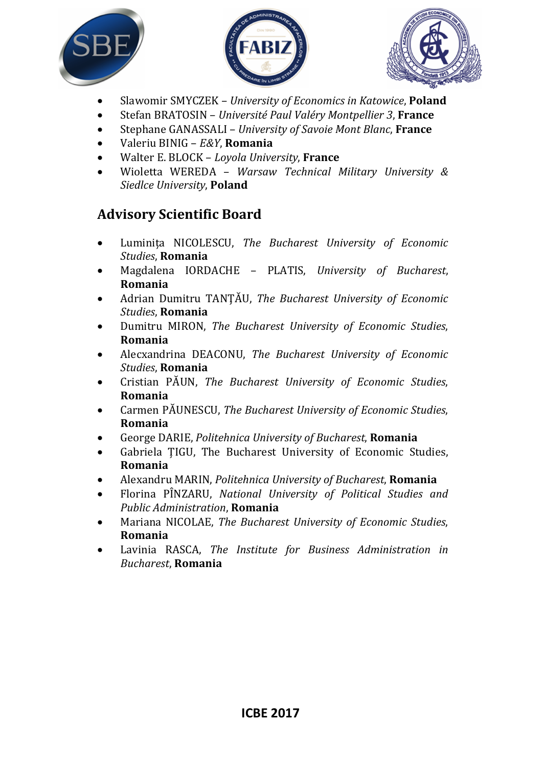- Slawomir SMYCZEK – *University of Economics in Katowice*, **Poland**
- Stefan BRATOSIN – *Université Paul Valéry Montpellier 3*, **France**
- Stephane GANASSALI – *University of Savoie Mont Blanc*, **France**
- Valeriu BINIG – *E&Y*, **Romania**
- Walter E. BLOCK – *Loyola University*, **France**
- Wioletta WEREDA – *Warsaw Technical Military University & Siedlce University*, **Poland**

## Advisory Scientific Board

- Luminița NICOLESCU, *The Bucharest University of Economic Studies*, **Romania**
- Magdalena IORDACHE – PLATIS, *University of Bucharest*, **Romania**
- Adrian Dumitru TANȚĂU, *The Bucharest University of Economic Studies*, **Romania**
- Dumitru MIRON, *The Bucharest University of Economic Studies*, **Romania**
- Alecxandrina DEACONU, *The Bucharest University of Economic Studies*, **Romania**
- Cristian PĂUN, *The Bucharest University of Economic Studies*, **Romania**
- Carmen PĂUNESCU, *The Bucharest University of Economic Studies*, **Romania**
- George DARIE, *Politehnica University of Bucharest*, **Romania**
- Gabriela ȚIGU, The Bucharest University of Economic Studies, **Romania**
- Alexandru MARIN, *Politehnica University of Bucharest*, **Romania**
- Florina PÎNZARU, *National University of Political Studies and Public Administration*, **Romania**
- Mariana NICOLAE, *The Bucharest University of Economic Studies*, **Romania**
- Lavinia RASCA, *The Institute for Business Administration in Bucharest*, **Romania**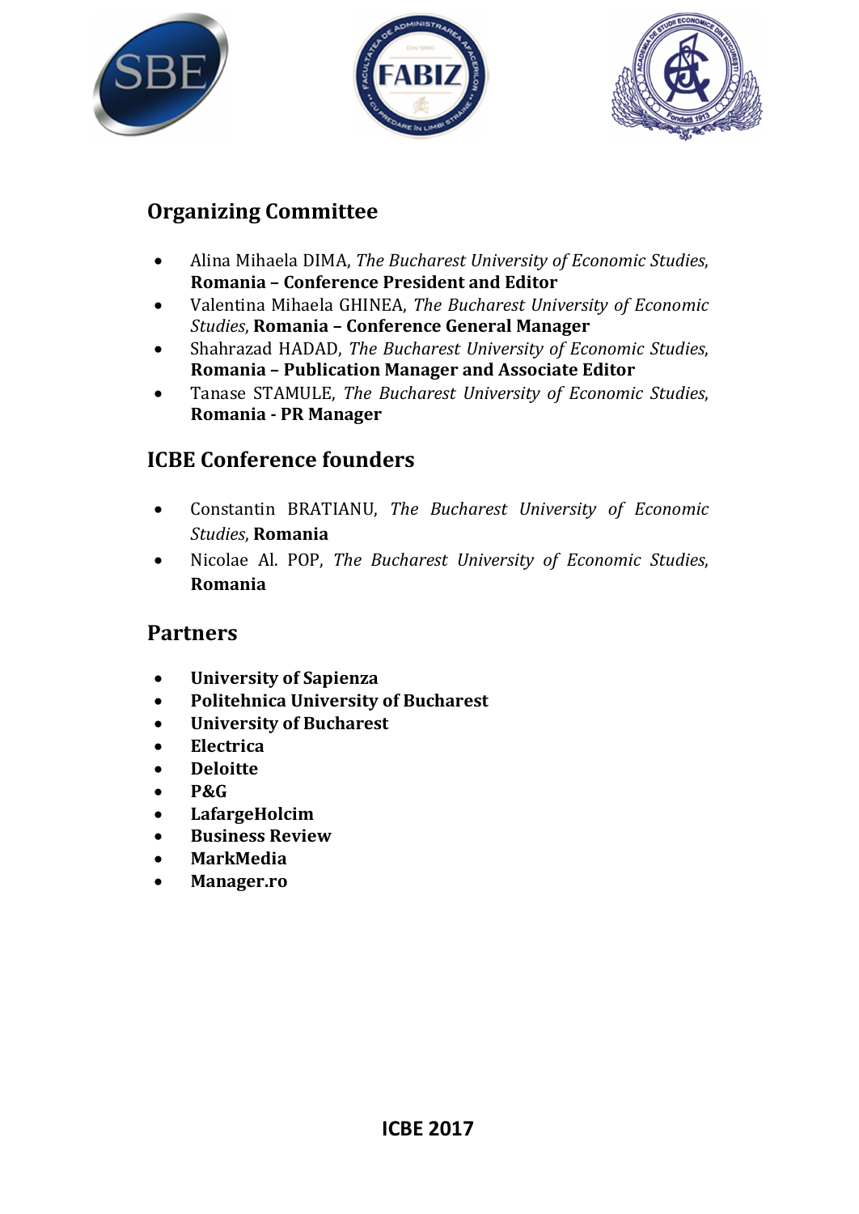## Organizing Committee

- Alina Mihaela DIMA, *The Bucharest University of Economic Studies*, **Romania – Conference President and Editor**
- Valentina Mihaela GHINEA, *The Bucharest University of Economic Studies*, **Romania – Conference General Manager**
- Shahrazad HADAD, *The Bucharest University of Economic Studies*, **Romania – Publication Manager and Associate Editor**
- Tanase STAMULE, *The Bucharest University of Economic Studies*, **Romania - PR Manager**

## ICBE Conference founders

- Constantin BRATIANU, *The Bucharest University of Economic Studies*, **Romania**
- Nicolae Al. POP, *The Bucharest University of Economic Studies*, **Romania**

## Partners

- **University of Sapienza**
- **Politehnica University of Bucharest**
- **University of Bucharest**
- **Electrica**
- **Deloitte**
- **P&G**
- **LafargeHolcim**
- **Business Review**
- **MarkMedia**
- **Manager.ro**

**ICBE 2017**